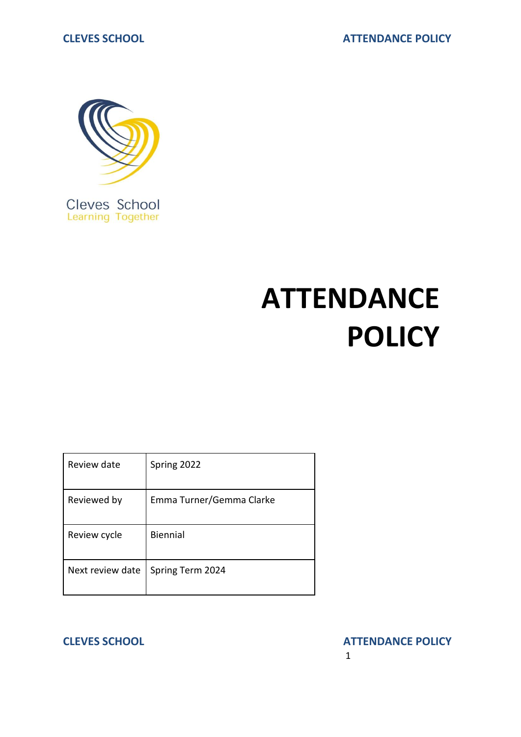Cleves School
Learning Together

# ATTENDANCE POLICY

| Review date | Spring 2022 |
|---|---|
| Reviewed by | Emma Turner/Gemma Clarke |
| Review cycle | Biennial |
| Next review date | Spring Term 2024 |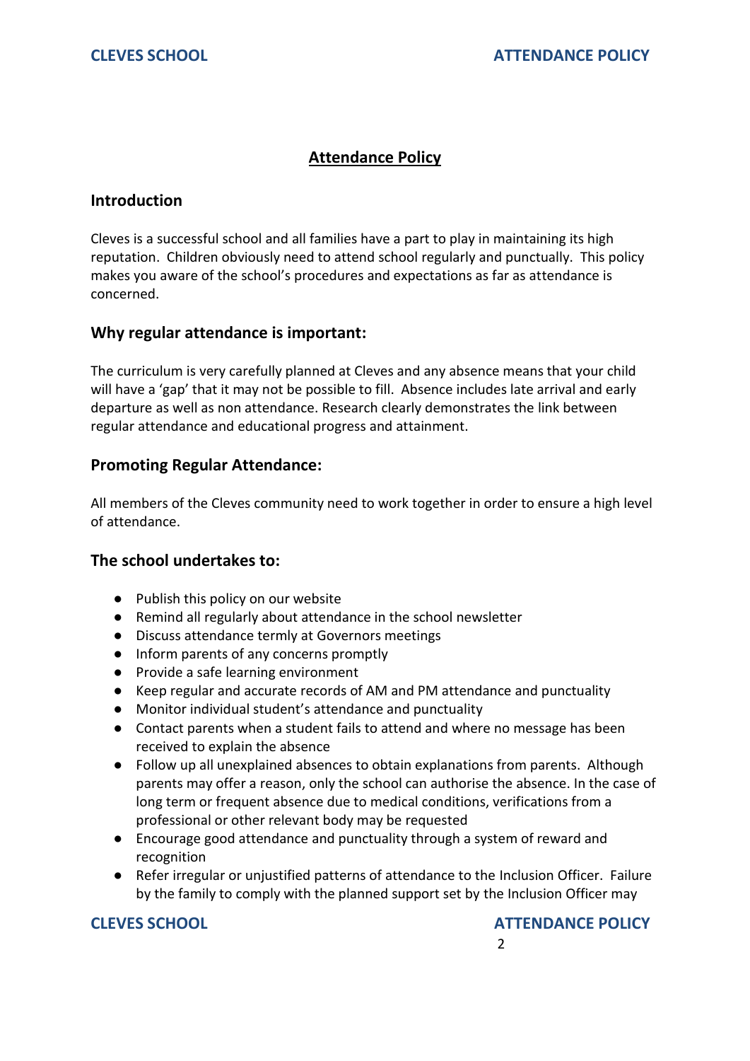# Attendance Policy

## Introduction

Cleves is a successful school and all families have a part to play in maintaining its high reputation. Children obviously need to attend school regularly and punctually. This policy makes you aware of the school's procedures and expectations as far as attendance is concerned.

## Why regular attendance is important:

The curriculum is very carefully planned at Cleves and any absence means that your child will have a 'gap' that it may not be possible to fill. Absence includes late arrival and early departure as well as non attendance. Research clearly demonstrates the link between regular attendance and educational progress and attainment.

## Promoting Regular Attendance:

All members of the Cleves community need to work together in order to ensure a high level of attendance.

## The school undertakes to:

- Publish this policy on our website
- Remind all regularly about attendance in the school newsletter
- Discuss attendance termly at Governors meetings
- Inform parents of any concerns promptly
- Provide a safe learning environment
- Keep regular and accurate records of AM and PM attendance and punctuality
- Monitor individual student's attendance and punctuality
- Contact parents when a student fails to attend and where no message has been received to explain the absence
- Follow up all unexplained absences to obtain explanations from parents. Although parents may offer a reason, only the school can authorise the absence. In the case of long term or frequent absence due to medical conditions, verifications from a professional or other relevant body may be requested
- Encourage good attendance and punctuality through a system of reward and recognition
- Refer irregular or unjustified patterns of attendance to the Inclusion Officer. Failure by the family to comply with the planned support set by the Inclusion Officer may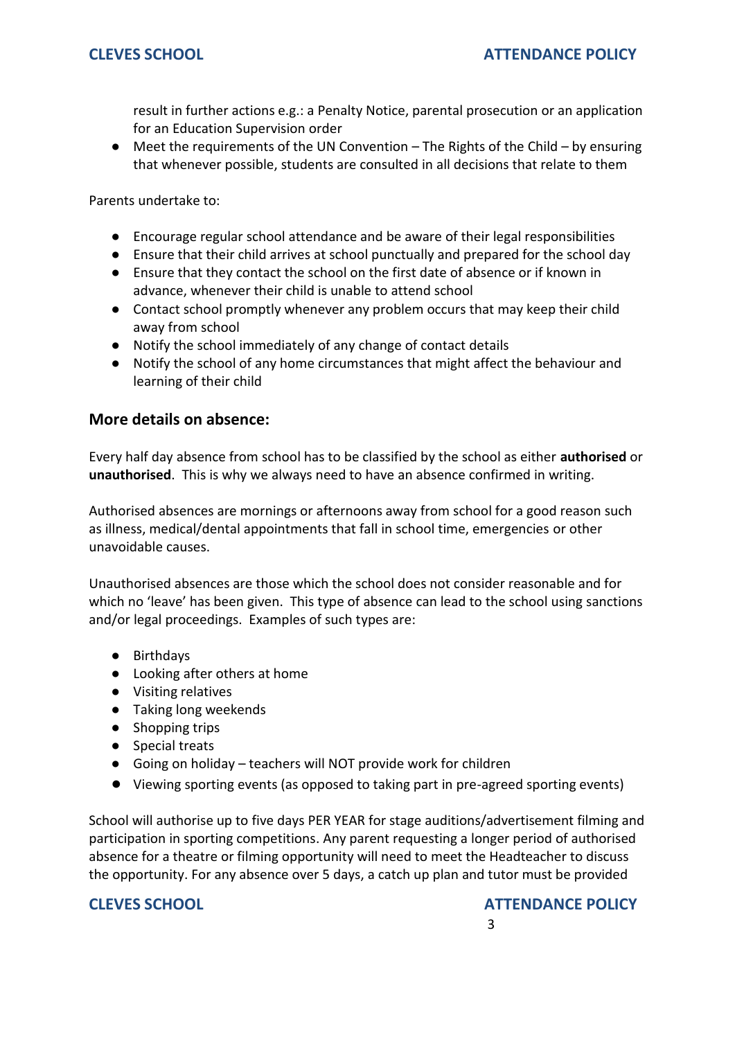result in further actions e.g.: a Penalty Notice, parental prosecution or an application for an Education Supervision order
- Meet the requirements of the UN Convention – The Rights of the Child – by ensuring that whenever possible, students are consulted in all decisions that relate to them

Parents undertake to:

- Encourage regular school attendance and be aware of their legal responsibilities
- Ensure that their child arrives at school punctually and prepared for the school day
- Ensure that they contact the school on the first date of absence or if known in advance, whenever their child is unable to attend school
- Contact school promptly whenever any problem occurs that may keep their child away from school
- Notify the school immediately of any change of contact details
- Notify the school of any home circumstances that might affect the behaviour and learning of their child

## More details on absence:

Every half day absence from school has to be classified by the school as either **authorised** or **unauthorised**. This is why we always need to have an absence confirmed in writing.

Authorised absences are mornings or afternoons away from school for a good reason such as illness, medical/dental appointments that fall in school time, emergencies or other unavoidable causes.

Unauthorised absences are those which the school does not consider reasonable and for which no 'leave' has been given. This type of absence can lead to the school using sanctions and/or legal proceedings. Examples of such types are:

- Birthdays
- Looking after others at home
- Visiting relatives
- Taking long weekends
- Shopping trips
- Special treats
- Going on holiday – teachers will NOT provide work for children
- Viewing sporting events (as opposed to taking part in pre-agreed sporting events)

School will authorise up to five days PER YEAR for stage auditions/advertisement filming and participation in sporting competitions. Any parent requesting a longer period of authorised absence for a theatre or filming opportunity will need to meet the Headteacher to discuss the opportunity. For any absence over 5 days, a catch up plan and tutor must be provided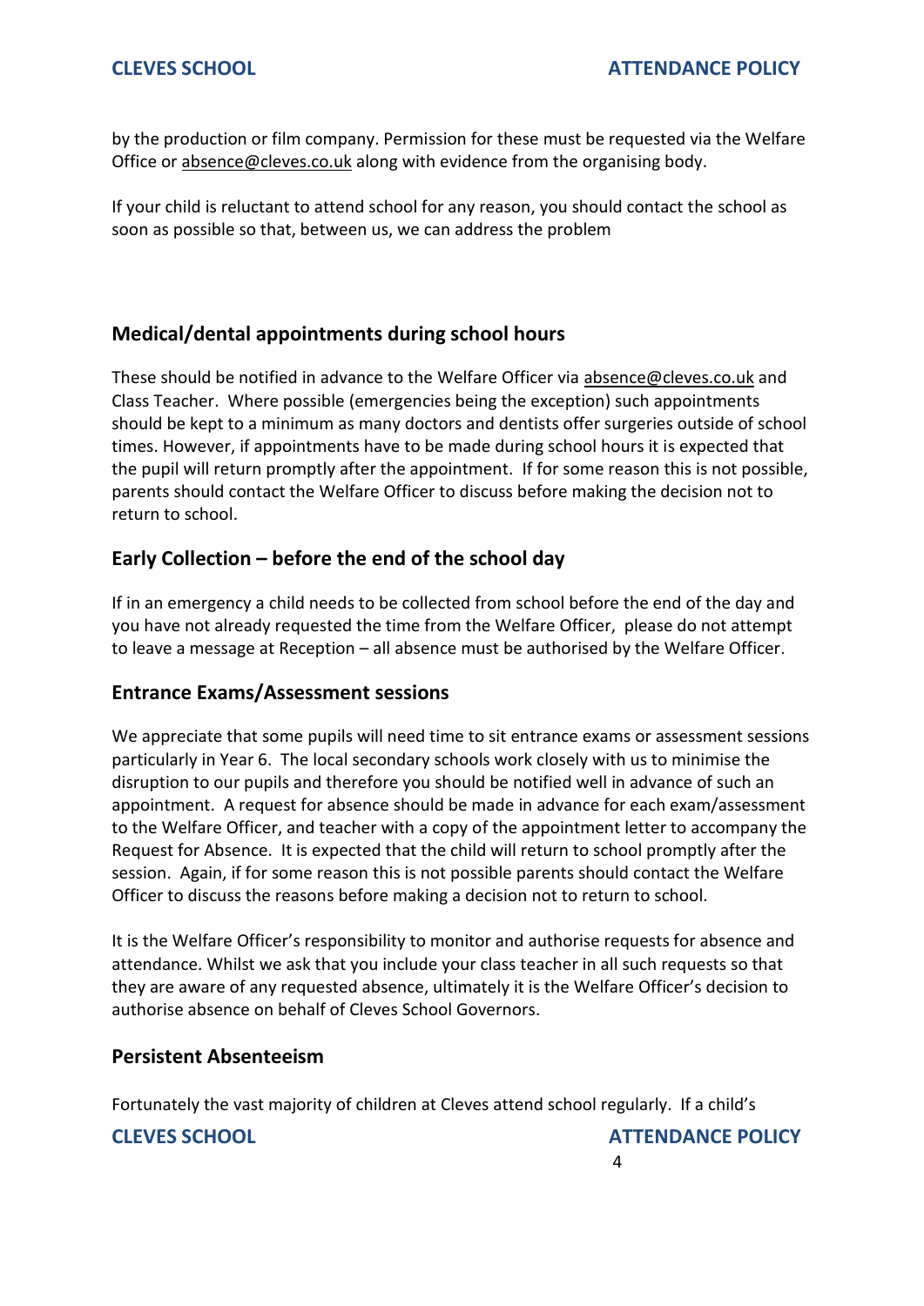by the production or film company. Permission for these must be requested via the Welfare Office or absence@cleves.co.uk along with evidence from the organising body.

If your child is reluctant to attend school for any reason, you should contact the school as soon as possible so that, between us, we can address the problem

## Medical/dental appointments during school hours

These should be notified in advance to the Welfare Officer via absence@cleves.co.uk and Class Teacher. Where possible (emergencies being the exception) such appointments should be kept to a minimum as many doctors and dentists offer surgeries outside of school times. However, if appointments have to be made during school hours it is expected that the pupil will return promptly after the appointment. If for some reason this is not possible, parents should contact the Welfare Officer to discuss before making the decision not to return to school.

## Early Collection – before the end of the school day

If in an emergency a child needs to be collected from school before the end of the day and you have not already requested the time from the Welfare Officer, please do not attempt to leave a message at Reception – all absence must be authorised by the Welfare Officer.

## Entrance Exams/Assessment sessions

We appreciate that some pupils will need time to sit entrance exams or assessment sessions particularly in Year 6. The local secondary schools work closely with us to minimise the disruption to our pupils and therefore you should be notified well in advance of such an appointment. A request for absence should be made in advance for each exam/assessment to the Welfare Officer, and teacher with a copy of the appointment letter to accompany the Request for Absence. It is expected that the child will return to school promptly after the session. Again, if for some reason this is not possible parents should contact the Welfare Officer to discuss the reasons before making a decision not to return to school.

It is the Welfare Officer's responsibility to monitor and authorise requests for absence and attendance. Whilst we ask that you include your class teacher in all such requests so that they are aware of any requested absence, ultimately it is the Welfare Officer's decision to authorise absence on behalf of Cleves School Governors.

## Persistent Absenteeism

Fortunately the vast majority of children at Cleves attend school regularly. If a child's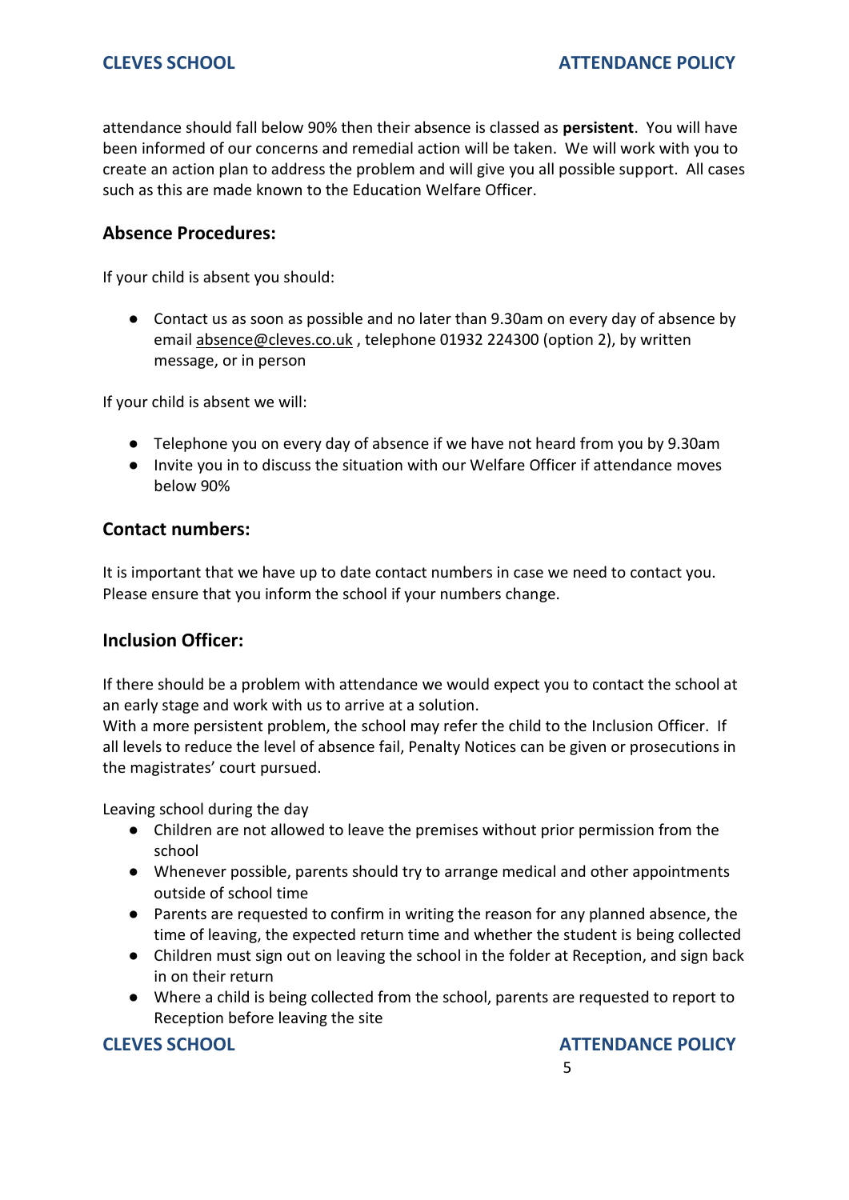attendance should fall below 90% then their absence is classed as **persistent**. You will have been informed of our concerns and remedial action will be taken. We will work with you to create an action plan to address the problem and will give you all possible support. All cases such as this are made known to the Education Welfare Officer.

## Absence Procedures:

If your child is absent you should:

- Contact us as soon as possible and no later than 9.30am on every day of absence by email absence@cleves.co.uk , telephone 01932 224300 (option 2), by written message, or in person

If your child is absent we will:

- Telephone you on every day of absence if we have not heard from you by 9.30am
- Invite you in to discuss the situation with our Welfare Officer if attendance moves below 90%

## Contact numbers:

It is important that we have up to date contact numbers in case we need to contact you. Please ensure that you inform the school if your numbers change.

## Inclusion Officer:

If there should be a problem with attendance we would expect you to contact the school at an early stage and work with us to arrive at a solution.
With a more persistent problem, the school may refer the child to the Inclusion Officer. If all levels to reduce the level of absence fail, Penalty Notices can be given or prosecutions in the magistrates' court pursued.

Leaving school during the day

- Children are not allowed to leave the premises without prior permission from the school
- Whenever possible, parents should try to arrange medical and other appointments outside of school time
- Parents are requested to confirm in writing the reason for any planned absence, the time of leaving, the expected return time and whether the student is being collected
- Children must sign out on leaving the school in the folder at Reception, and sign back in on their return
- Where a child is being collected from the school, parents are requested to report to Reception before leaving the site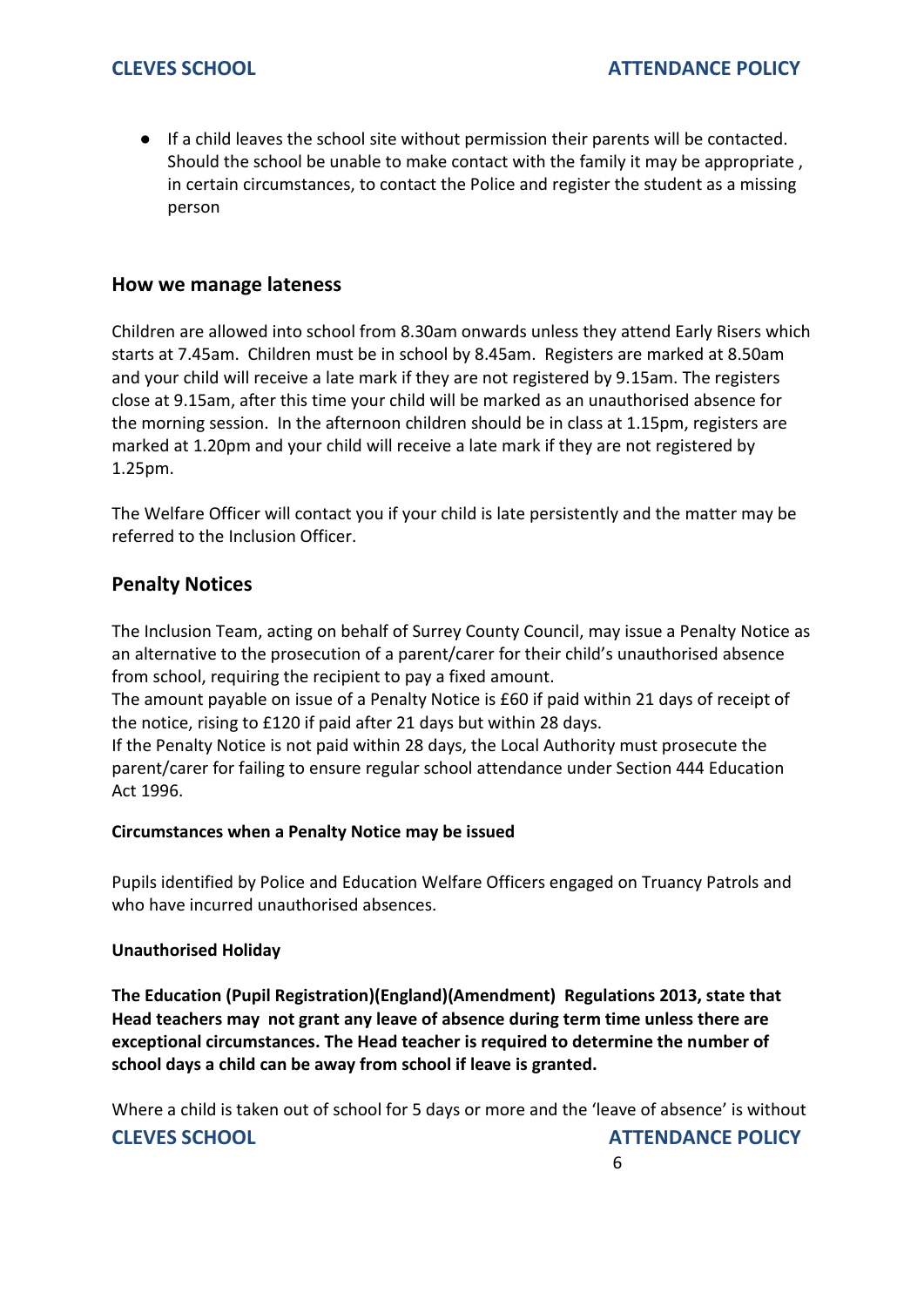- If a child leaves the school site without permission their parents will be contacted. Should the school be unable to make contact with the family it may be appropriate , in certain circumstances, to contact the Police and register the student as a missing person

## How we manage lateness

Children are allowed into school from 8.30am onwards unless they attend Early Risers which starts at 7.45am. Children must be in school by 8.45am. Registers are marked at 8.50am and your child will receive a late mark if they are not registered by 9.15am. The registers close at 9.15am, after this time your child will be marked as an unauthorised absence for the morning session. In the afternoon children should be in class at 1.15pm, registers are marked at 1.20pm and your child will receive a late mark if they are not registered by 1.25pm.

The Welfare Officer will contact you if your child is late persistently and the matter may be referred to the Inclusion Officer.

## Penalty Notices

The Inclusion Team, acting on behalf of Surrey County Council, may issue a Penalty Notice as an alternative to the prosecution of a parent/carer for their child's unauthorised absence from school, requiring the recipient to pay a fixed amount.
The amount payable on issue of a Penalty Notice is £60 if paid within 21 days of receipt of the notice, rising to £120 if paid after 21 days but within 28 days.
If the Penalty Notice is not paid within 28 days, the Local Authority must prosecute the parent/carer for failing to ensure regular school attendance under Section 444 Education Act 1996.

**Circumstances when a Penalty Notice may be issued**

Pupils identified by Police and Education Welfare Officers engaged on Truancy Patrols and who have incurred unauthorised absences.

**Unauthorised Holiday**

**The Education (Pupil Registration)(England)(Amendment) Regulations 2013, state that Head teachers may not grant any leave of absence during term time unless there are exceptional circumstances. The Head teacher is required to determine the number of school days a child can be away from school if leave is granted.**

Where a child is taken out of school for 5 days or more and the 'leave of absence' is without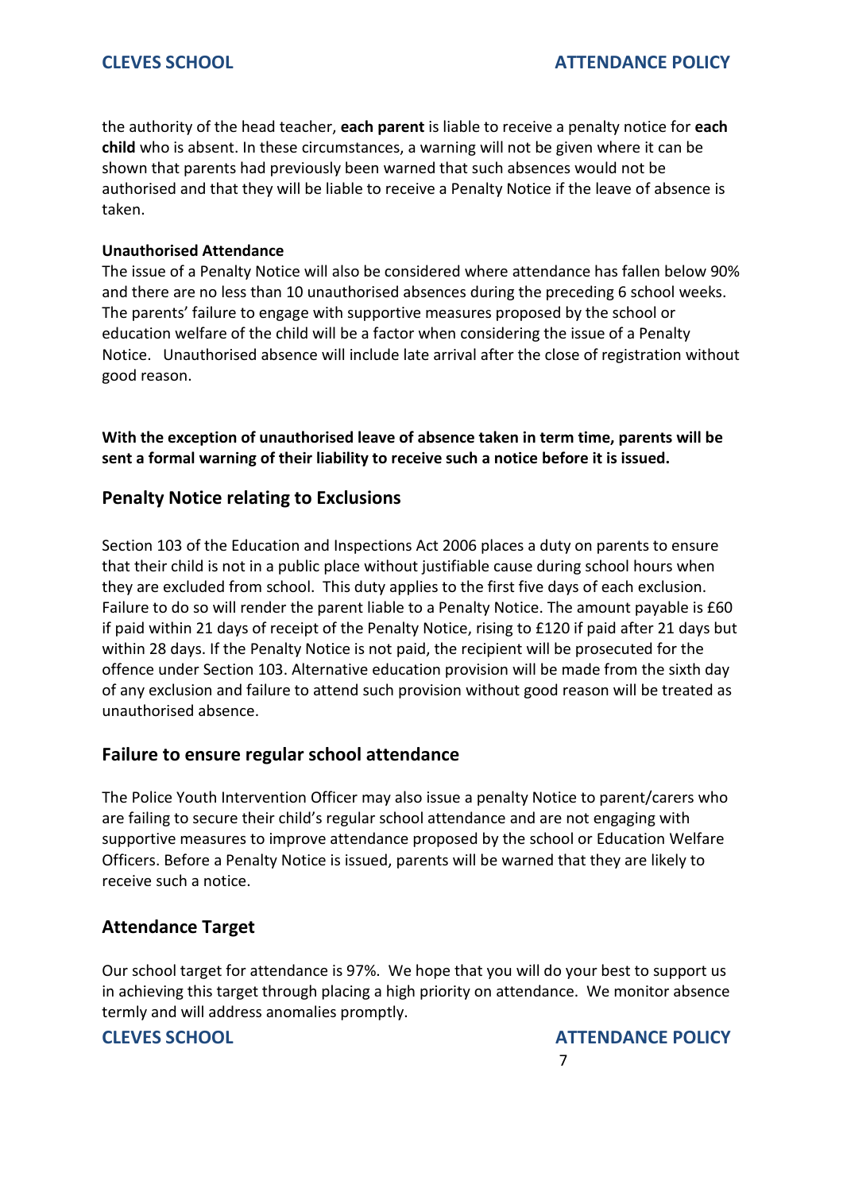the authority of the head teacher, **each parent** is liable to receive a penalty notice for **each child** who is absent. In these circumstances, a warning will not be given where it can be shown that parents had previously been warned that such absences would not be authorised and that they will be liable to receive a Penalty Notice if the leave of absence is taken.

**Unauthorised Attendance**

The issue of a Penalty Notice will also be considered where attendance has fallen below 90% and there are no less than 10 unauthorised absences during the preceding 6 school weeks. The parents' failure to engage with supportive measures proposed by the school or education welfare of the child will be a factor when considering the issue of a Penalty Notice. Unauthorised absence will include late arrival after the close of registration without good reason.

**With the exception of unauthorised leave of absence taken in term time, parents will be sent a formal warning of their liability to receive such a notice before it is issued.**

## Penalty Notice relating to Exclusions

Section 103 of the Education and Inspections Act 2006 places a duty on parents to ensure that their child is not in a public place without justifiable cause during school hours when they are excluded from school. This duty applies to the first five days of each exclusion. Failure to do so will render the parent liable to a Penalty Notice. The amount payable is £60 if paid within 21 days of receipt of the Penalty Notice, rising to £120 if paid after 21 days but within 28 days. If the Penalty Notice is not paid, the recipient will be prosecuted for the offence under Section 103. Alternative education provision will be made from the sixth day of any exclusion and failure to attend such provision without good reason will be treated as unauthorised absence.

## Failure to ensure regular school attendance

The Police Youth Intervention Officer may also issue a penalty Notice to parent/carers who are failing to secure their child's regular school attendance and are not engaging with supportive measures to improve attendance proposed by the school or Education Welfare Officers. Before a Penalty Notice is issued, parents will be warned that they are likely to receive such a notice.

## Attendance Target

Our school target for attendance is 97%. We hope that you will do your best to support us in achieving this target through placing a high priority on attendance. We monitor absence termly and will address anomalies promptly.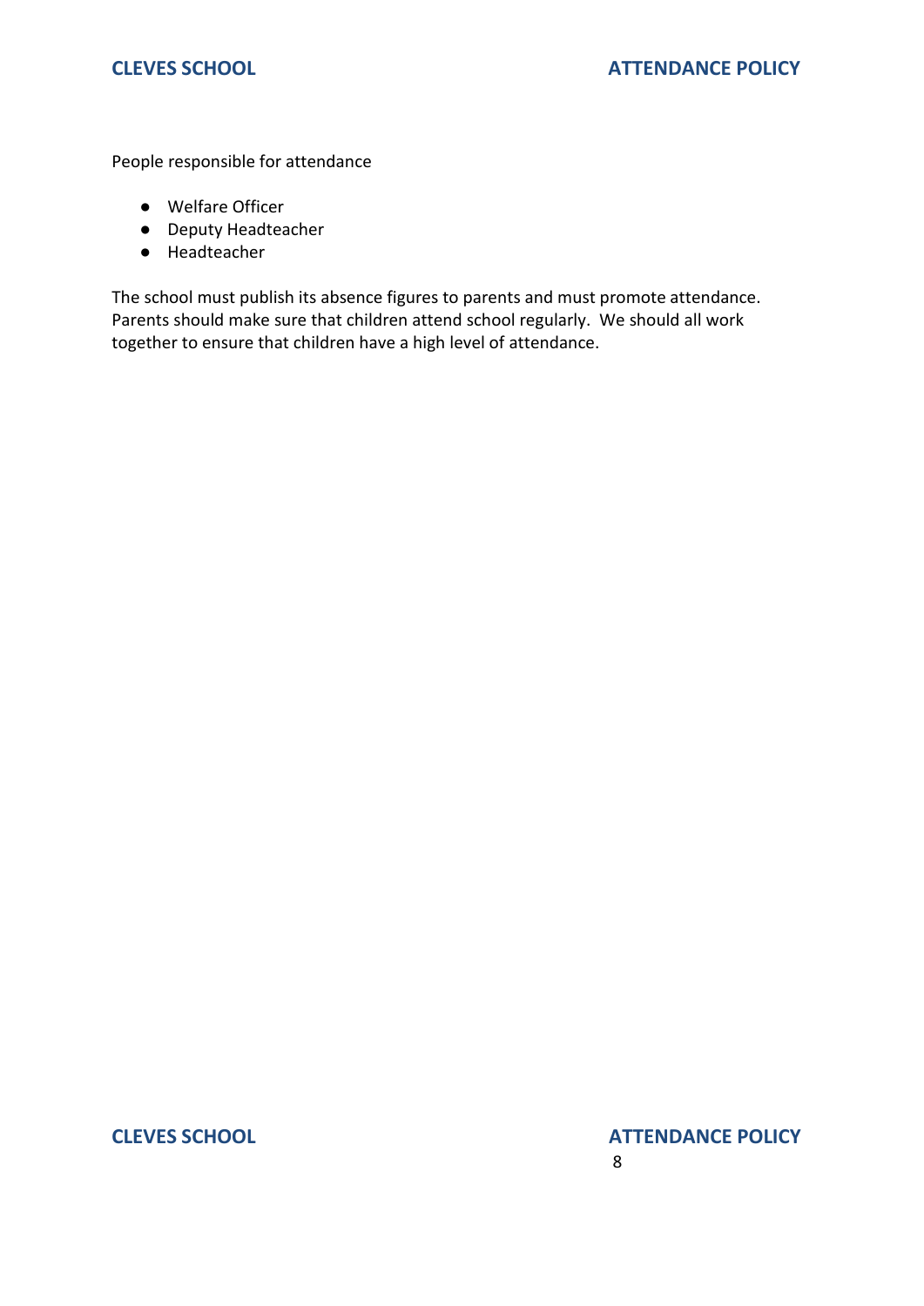People responsible for attendance

- Welfare Officer
- Deputy Headteacher
- Headteacher

The school must publish its absence figures to parents and must promote attendance. Parents should make sure that children attend school regularly. We should all work together to ensure that children have a high level of attendance.